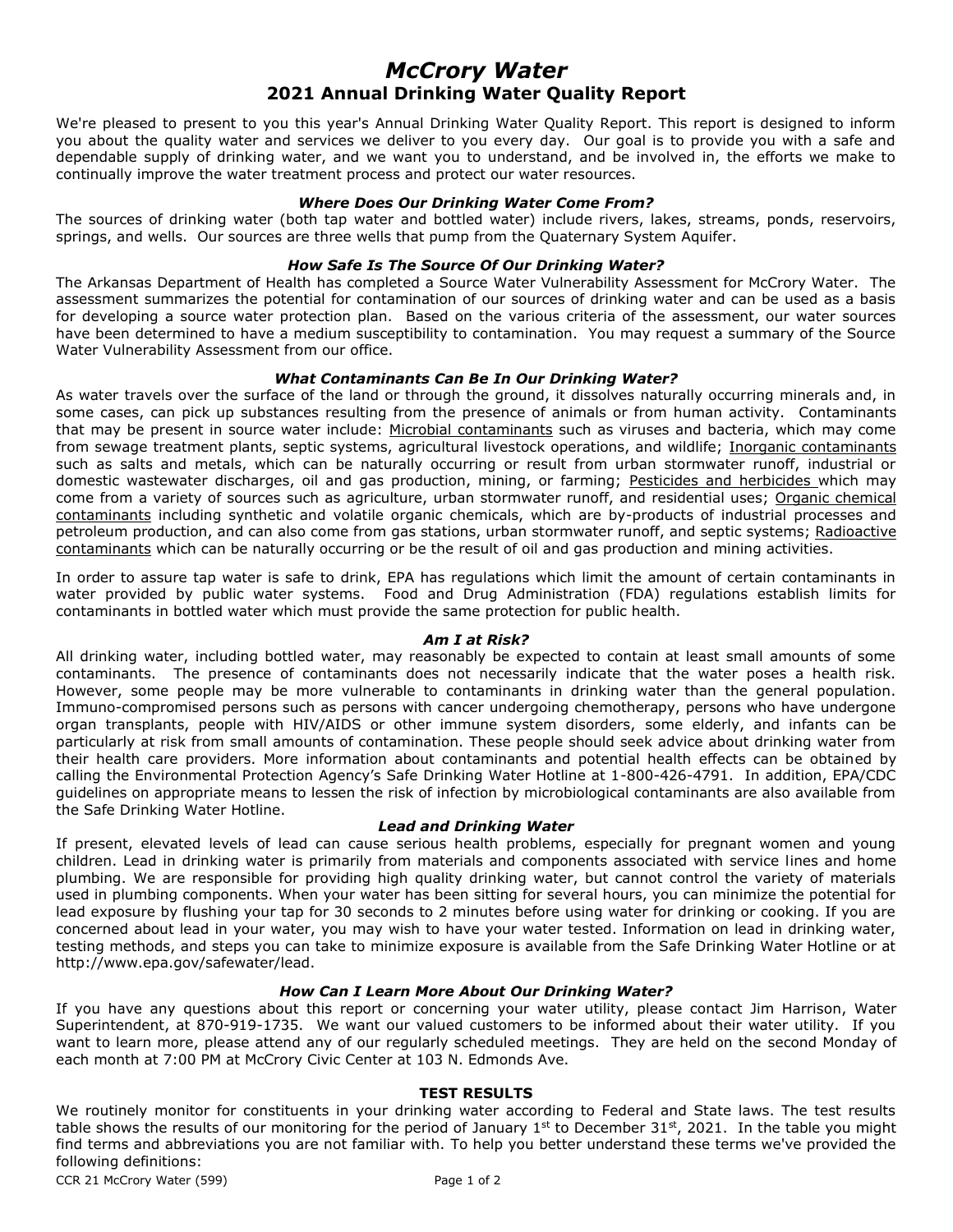# *McCrory Water*

## 2021 Annual Drinking Water Quality Report

We're pleased to present to you this year's Annual Drinking Water Quality Report. This report is designed to inform you about the quality water and services we deliver to you every day. Our goal is to provide you with a safe and dependable supply of drinking water, and we want you to understand, and be involved in, the efforts we make to continually improve the water treatment process and protect our water resources.

### *Where Does Our Drinking Water Come From?*

The sources of drinking water (both tap water and bottled water) include rivers, lakes, streams, ponds, reservoirs, springs, and wells. Our sources are three wells that pump from the Quaternary System Aquifer.

### *How Safe Is The Source Of Our Drinking Water?*

The Arkansas Department of Health has completed a Source Water Vulnerability Assessment for McCrory Water. The assessment summarizes the potential for contamination of our sources of drinking water and can be used as a basis for developing a source water protection plan. Based on the various criteria of the assessment, our water sources have been determined to have a medium susceptibility to contamination. You may request a summary of the Source Water Vulnerability Assessment from our office.

### *What Contaminants Can Be In Our Drinking Water?*

As water travels over the surface of the land or through the ground, it dissolves naturally occurring minerals and, in some cases, can pick up substances resulting from the presence of animals or from human activity. Contaminants that may be present in source water include: Microbial contaminants such as viruses and bacteria, which may come from sewage treatment plants, septic systems, agricultural livestock operations, and wildlife; Inorganic contaminants such as salts and metals, which can be naturally occurring or result from urban stormwater runoff, industrial or domestic wastewater discharges, oil and gas production, mining, or farming; Pesticides and herbicides which may come from a variety of sources such as agriculture, urban stormwater runoff, and residential uses; Organic chemical contaminants including synthetic and volatile organic chemicals, which are by-products of industrial processes and petroleum production, and can also come from gas stations, urban stormwater runoff, and septic systems; Radioactive contaminants which can be naturally occurring or be the result of oil and gas production and mining activities.

In order to assure tap water is safe to drink, EPA has regulations which limit the amount of certain contaminants in water provided by public water systems. Food and Drug Administration (FDA) regulations establish limits for contaminants in bottled water which must provide the same protection for public health.

### *Am I at Risk?*

All drinking water, including bottled water, may reasonably be expected to contain at least small amounts of some contaminants. The presence of contaminants does not necessarily indicate that the water poses a health risk. However, some people may be more vulnerable to contaminants in drinking water than the general population. Immuno-compromised persons such as persons with cancer undergoing chemotherapy, persons who have undergone organ transplants, people with HIV/AIDS or other immune system disorders, some elderly, and infants can be particularly at risk from small amounts of contamination. These people should seek advice about drinking water from their health care providers. More information about contaminants and potential health effects can be obtained by calling the Environmental Protection Agency's Safe Drinking Water Hotline at 1-800-426-4791. In addition, EPA/CDC guidelines on appropriate means to lessen the risk of infection by microbiological contaminants are also available from the Safe Drinking Water Hotline.

### *Lead and Drinking Water*

If present, elevated levels of lead can cause serious health problems, especially for pregnant women and young children. Lead in drinking water is primarily from materials and components associated with service lines and home plumbing. We are responsible for providing high quality drinking water, but cannot control the variety of materials used in plumbing components. When your water has been sitting for several hours, you can minimize the potential for lead exposure by flushing your tap for 30 seconds to 2 minutes before using water for drinking or cooking. If you are concerned about lead in your water, you may wish to have your water tested. Information on lead in drinking water, testing methods, and steps you can take to minimize exposure is available from the Safe Drinking Water Hotline or at http://www.epa.gov/safewater/lead.

### *How Can I Learn More About Our Drinking Water?*

If you have any questions about this report or concerning your water utility, please contact Jim Harrison, Water Superintendent, at 870-919-1735. We want our valued customers to be informed about their water utility. If you want to learn more, please attend any of our regularly scheduled meetings. They are held on the second Monday of each month at 7:00 PM at McCrory Civic Center at 103 N. Edmonds Ave.

### TEST RESULTS

We routinely monitor for constituents in your drinking water according to Federal and State laws. The test results table shows the results of our monitoring for the period of January 1st to December 31st, 2021. In the table you might find terms and abbreviations you are not familiar with. To help you better understand these terms we've provided the following definitions: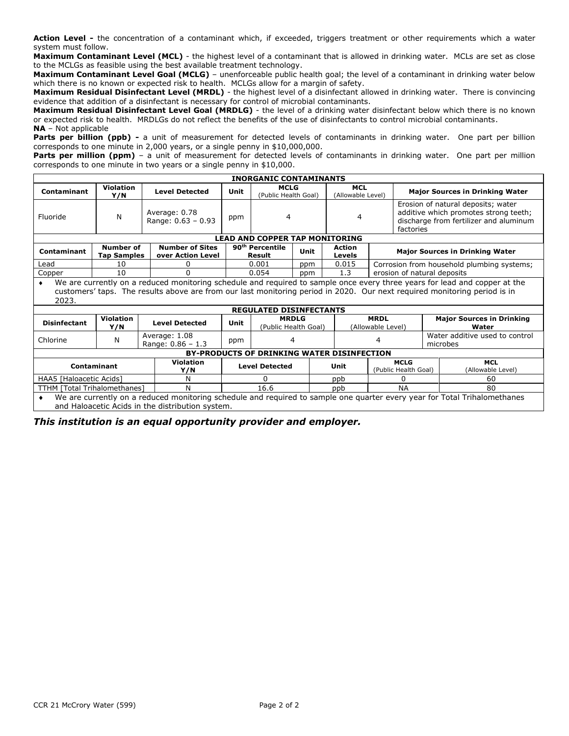**Action Level -** the concentration of a contaminant which, if exceeded, triggers treatment or other requirements which a water system must follow.

**Maximum Contaminant Level (MCL)** - the highest level of a contaminant that is allowed in drinking water. MCLs are set as close to the MCLGs as feasible using the best available treatment technology.

**Maximum Contaminant Level Goal (MCLG)** – unenforceable public health goal; the level of a contaminant in drinking water below which there is no known or expected risk to health. MCLGs allow for a margin of safety.

**Maximum Residual Disinfectant Level (MRDL)** - the highest level of a disinfectant allowed in drinking water. There is convincing evidence that addition of a disinfectant is necessary for control of microbial contaminants.

**Maximum Residual Disinfectant Level Goal (MRDLG)** - the level of a drinking water disinfectant below which there is no known or expected risk to health. MRDLGs do not reflect the benefits of the use of disinfectants to control microbial contaminants.

**NA** – Not applicable

**Parts per billion (ppb) -** a unit of measurement for detected levels of contaminants in drinking water. One part per billion corresponds to one minute in 2,000 years, or a single penny in $10,000,000.

**Parts per million (ppm)** – a unit of measurement for detected levels of contaminants in drinking water. One part per million corresponds to one minute in two years or a single penny in $10,000.

**INORGANIC CONTAMINANTS**

| Contaminant | Violation Y/N | Level Detected | Unit | MCLG (Public Health Goal) | MCL (Allowable Level) | Major Sources in Drinking Water |
|---|---|---|---|---|---|---|
| Fluoride | N | Average: 0.78<br>Range: 0.63 – 0.93 | ppm | 4 | 4 | Erosion of natural deposits; water additive which promotes strong teeth; discharge from fertilizer and aluminum factories |

**LEAD AND COPPER TAP MONITORING**

| Contaminant | Number of Tap Samples | Number of Sites over Action Level | 90th Percentile Result | Unit | Action Levels | Major Sources in Drinking Water |
|---|---|---|---|---|---|---|
| Lead | 10 | 0 | 0.001 | ppm | 0.015 | Corrosion from household plumbing systems; erosion of natural deposits |
| Copper | 10 | 0 | 0.054 | ppm | 1.3 | |

- We are currently on a reduced monitoring schedule and required to sample once every three years for lead and copper at the customers' taps. The results above are from our last monitoring period in 2020. Our next required monitoring period is in 2023.

**REGULATED DISINFECTANTS**

| Disinfectant | Violation Y/N | Level Detected | Unit | MRDLG (Public Health Goal) | MRDL (Allowable Level) | Major Sources in Drinking Water |
|---|---|---|---|---|---|---|
| Chlorine | N | Average: 1.08<br>Range: 0.86 – 1.3 | ppm | 4 | 4 | Water additive used to control microbes |

**BY-PRODUCTS OF DRINKING WATER DISINFECTION**

| Contaminant | Violation Y/N | Level Detected | Unit | MCLG (Public Health Goal) | MCL (Allowable Level) |
|---|---|---|---|---|---|
| HAA5 [Haloacetic Acids] | N | 0 | ppb | 0 | 60 |
| TTHM [Total Trihalomethanes] | N | 16.6 | ppb | NA | 80 |

- We are currently on a reduced monitoring schedule and required to sample one quarter every year for Total Trihalomethanes and Haloacetic Acids in the distribution system.

***This institution is an equal opportunity provider and employer.***

CCR 21 McCrory Water (599)